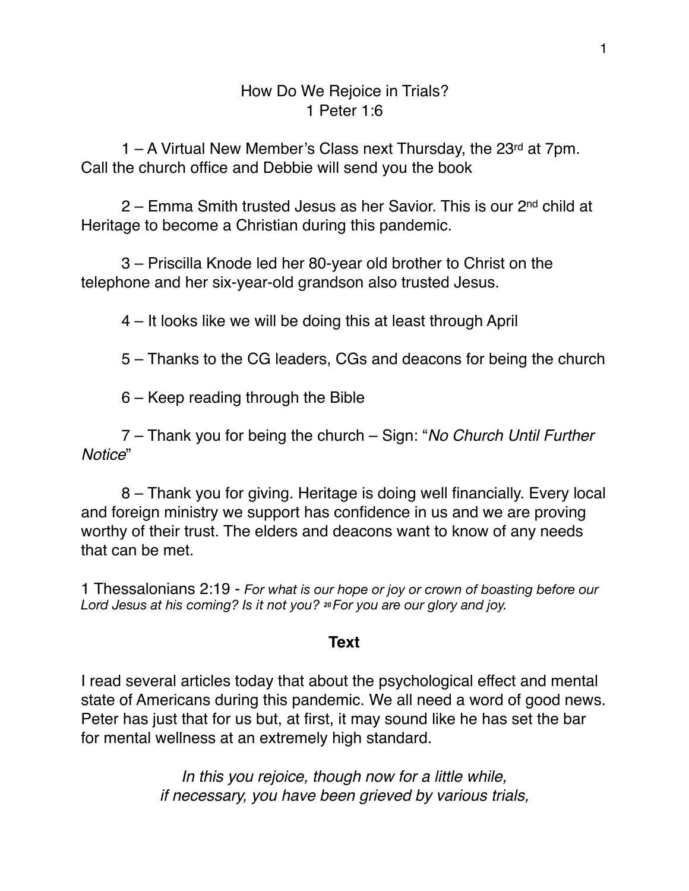# How Do We Rejoice in Trials?
## 1 Peter 1:6

1 – A Virtual New Member's Class next Thursday, the 23rd at 7pm. Call the church office and Debbie will send you the book

2 – Emma Smith trusted Jesus as her Savior. This is our 2nd child at Heritage to become a Christian during this pandemic.

3 – Priscilla Knode led her 80-year old brother to Christ on the telephone and her six-year-old grandson also trusted Jesus.

4 – It looks like we will be doing this at least through April

5 – Thanks to the CG leaders, CGs and deacons for being the church

6 – Keep reading through the Bible

7 – Thank you for being the church – Sign: "*No Church Until Further Notice*"

8 – Thank you for giving. Heritage is doing well financially. Every local and foreign ministry we support has confidence in us and we are proving worthy of their trust. The elders and deacons want to know of any needs that can be met.

1 Thessalonians 2:19 - *For what is our hope or joy or crown of boasting before our Lord Jesus at his coming? Is it not you? [20] For you are our glory and joy.*

## Text

I read several articles today that about the psychological effect and mental state of Americans during this pandemic. We all need a word of good news. Peter has just that for us but, at first, it may sound like he has set the bar for mental wellness at an extremely high standard.

*In this you rejoice, though now for a little while,*
*if necessary, you have been grieved by various trials,*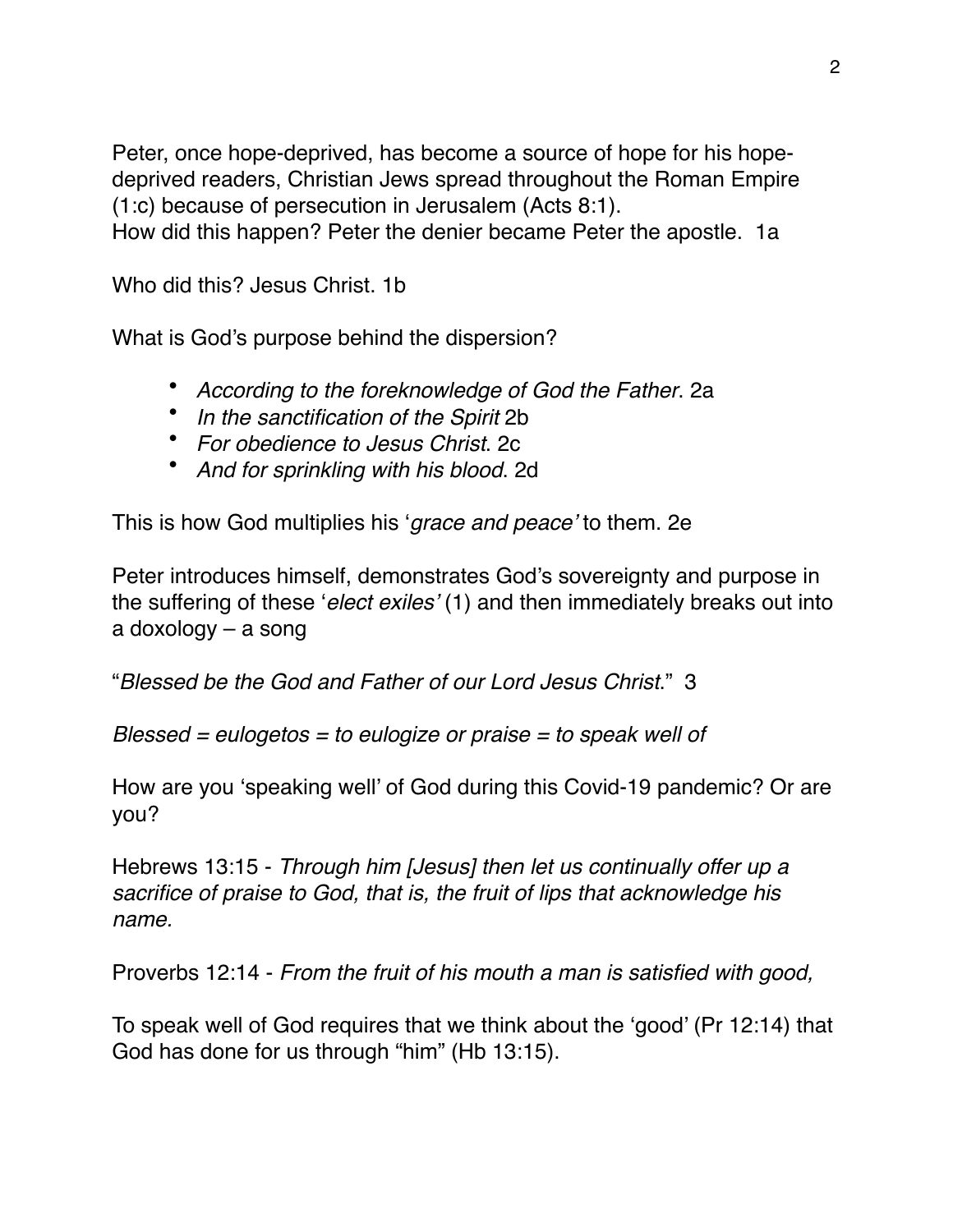Peter, once hope-deprived, has become a source of hope for his hope-deprived readers, Christian Jews spread throughout the Roman Empire (1:c) because of persecution in Jerusalem (Acts 8:1).
How did this happen? Peter the denier became Peter the apostle. 1a

Who did this? Jesus Christ. 1b

What is God's purpose behind the dispersion?

- *According to the foreknowledge of God the Father*. 2a
- *In the sanctification of the Spirit* 2b
- *For obedience to Jesus Christ*. 2c
- *And for sprinkling with his blood*. 2d

This is how God multiplies his '*grace and peace'* to them. 2e

Peter introduces himself, demonstrates God's sovereignty and purpose in the suffering of these '*elect exiles'* (1) and then immediately breaks out into a doxology – a song

"*Blessed be the God and Father of our Lord Jesus Christ*." 3

*Blessed = eulogetos = to eulogize or praise = to speak well of*

How are you 'speaking well' of God during this Covid-19 pandemic? Or are you?

Hebrews 13:15 - *Through him [Jesus] then let us continually offer up a sacrifice of praise to God, that is, the fruit of lips that acknowledge his name.*

Proverbs 12:14 - *From the fruit of his mouth a man is satisfied with good,*

To speak well of God requires that we think about the 'good' (Pr 12:14) that God has done for us through "him" (Hb 13:15).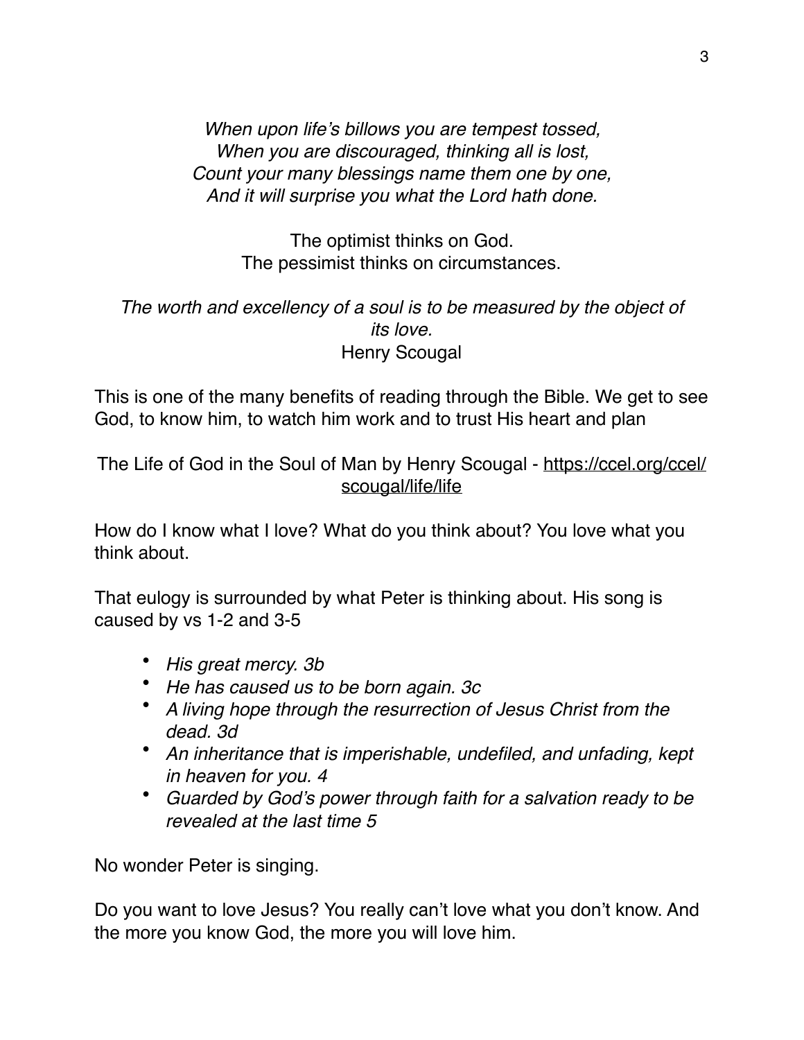*When upon life's billows you are tempest tossed,*
*When you are discouraged, thinking all is lost,*
*Count your many blessings name them one by one,*
*And it will surprise you what the Lord hath done.*

The optimist thinks on God.
The pessimist thinks on circumstances.

*The worth and excellency of a soul is to be measured by the object of its love.*
Henry Scougal

This is one of the many benefits of reading through the Bible. We get to see God, to know him, to watch him work and to trust His heart and plan

The Life of God in the Soul of Man by Henry Scougal - https://ccel.org/ccel/scougal/life/life

How do I know what I love? What do you think about? You love what you think about.

That eulogy is surrounded by what Peter is thinking about. His song is caused by vs 1-2 and 3-5

- *His great mercy. 3b*
- *He has caused us to be born again. 3c*
- *A living hope through the resurrection of Jesus Christ from the dead. 3d*
- *An inheritance that is imperishable, undefiled, and unfading, kept in heaven for you. 4*
- *Guarded by God's power through faith for a salvation ready to be revealed at the last time 5*

No wonder Peter is singing.

Do you want to love Jesus? You really can't love what you don't know. And the more you know God, the more you will love him.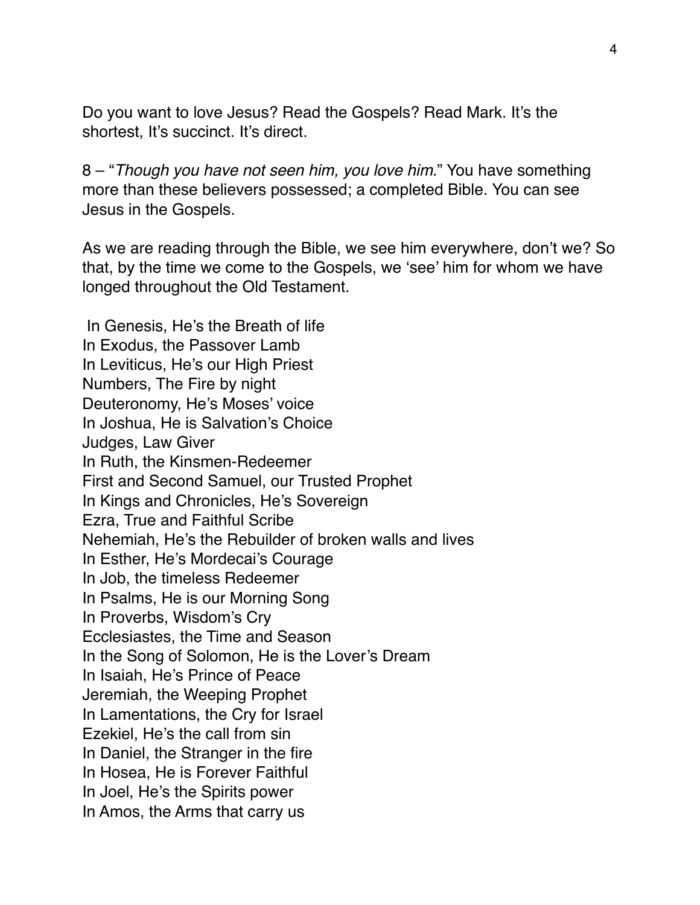Do you want to love Jesus? Read the Gospels? Read Mark. It's the shortest, It's succinct. It's direct.

8 – "*Though you have not seen him, you love him*." You have something more than these believers possessed; a completed Bible. You can see Jesus in the Gospels.

As we are reading through the Bible, we see him everywhere, don't we? So that, by the time we come to the Gospels, we 'see' him for whom we have longed throughout the Old Testament.

In Genesis, He's the Breath of life  
In Exodus, the Passover Lamb  
In Leviticus, He's our High Priest  
Numbers, The Fire by night  
Deuteronomy, He's Moses' voice  
In Joshua, He is Salvation's Choice  
Judges, Law Giver  
In Ruth, the Kinsmen-Redeemer  
First and Second Samuel, our Trusted Prophet  
In Kings and Chronicles, He's Sovereign  
Ezra, True and Faithful Scribe  
Nehemiah, He's the Rebuilder of broken walls and lives  
In Esther, He's Mordecai's Courage  
In Job, the timeless Redeemer  
In Psalms, He is our Morning Song  
In Proverbs, Wisdom's Cry  
Ecclesiastes, the Time and Season  
In the Song of Solomon, He is the Lover's Dream  
In Isaiah, He's Prince of Peace  
Jeremiah, the Weeping Prophet  
In Lamentations, the Cry for Israel  
Ezekiel, He's the call from sin  
In Daniel, the Stranger in the fire  
In Hosea, He is Forever Faithful  
In Joel, He's the Spirits power  
In Amos, the Arms that carry us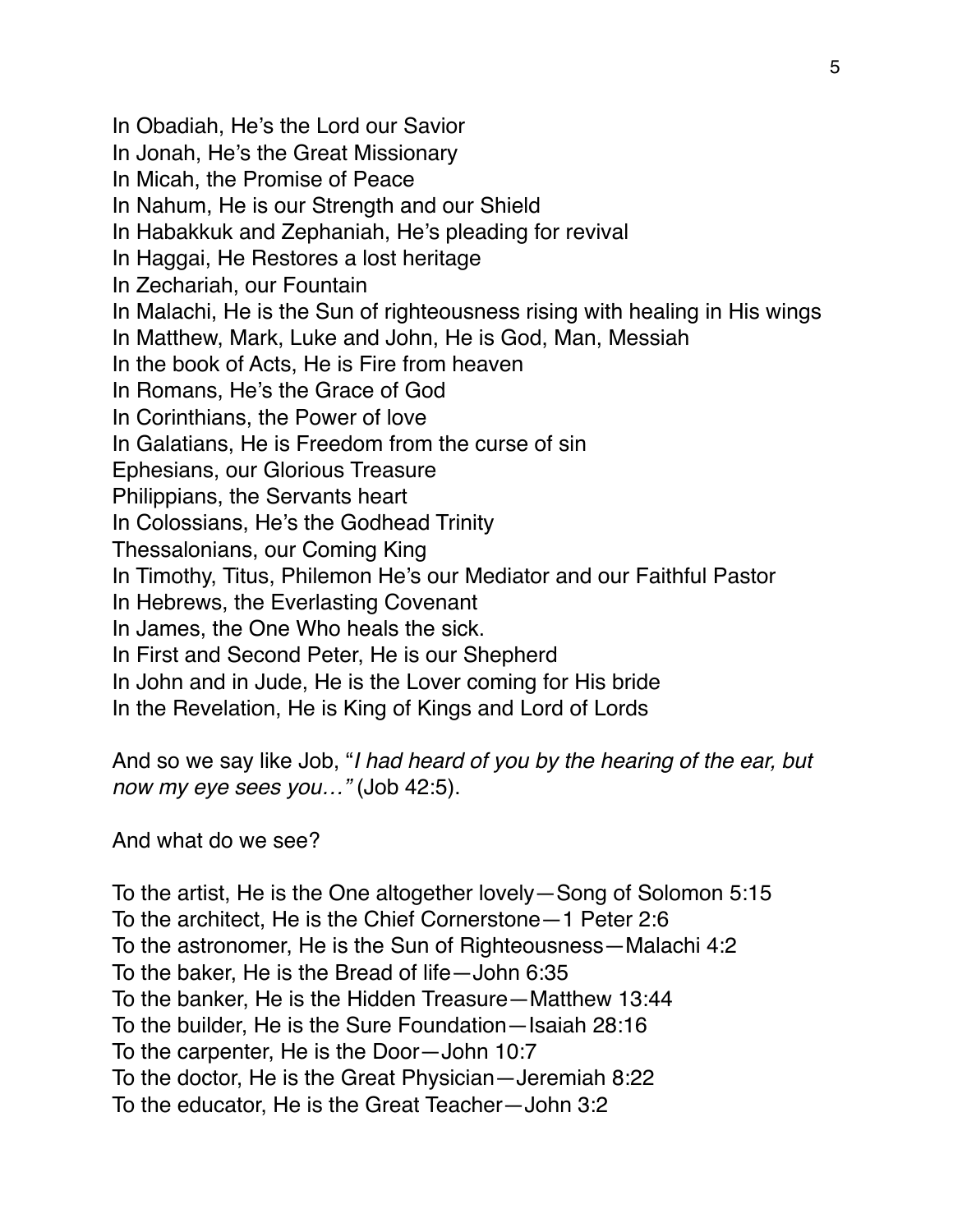In Obadiah, He's the Lord our Savior
In Jonah, He's the Great Missionary
In Micah, the Promise of Peace
In Nahum, He is our Strength and our Shield
In Habakkuk and Zephaniah, He's pleading for revival
In Haggai, He Restores a lost heritage
In Zechariah, our Fountain
In Malachi, He is the Sun of righteousness rising with healing in His wings
In Matthew, Mark, Luke and John, He is God, Man, Messiah
In the book of Acts, He is Fire from heaven
In Romans, He's the Grace of God
In Corinthians, the Power of love
In Galatians, He is Freedom from the curse of sin
Ephesians, our Glorious Treasure
Philippians, the Servants heart
In Colossians, He's the Godhead Trinity
Thessalonians, our Coming King
In Timothy, Titus, Philemon He's our Mediator and our Faithful Pastor
In Hebrews, the Everlasting Covenant
In James, the One Who heals the sick.
In First and Second Peter, He is our Shepherd
In John and in Jude, He is the Lover coming for His bride
In the Revelation, He is King of Kings and Lord of Lords

And so we say like Job, "*I had heard of you by the hearing of the ear, but now my eye sees you…"* (Job 42:5).

And what do we see?

To the artist, He is the One altogether lovely—Song of Solomon 5:15
To the architect, He is the Chief Cornerstone—1 Peter 2:6
To the astronomer, He is the Sun of Righteousness—Malachi 4:2
To the baker, He is the Bread of life—John 6:35
To the banker, He is the Hidden Treasure—Matthew 13:44
To the builder, He is the Sure Foundation—Isaiah 28:16
To the carpenter, He is the Door—John 10:7
To the doctor, He is the Great Physician—Jeremiah 8:22
To the educator, He is the Great Teacher—John 3:2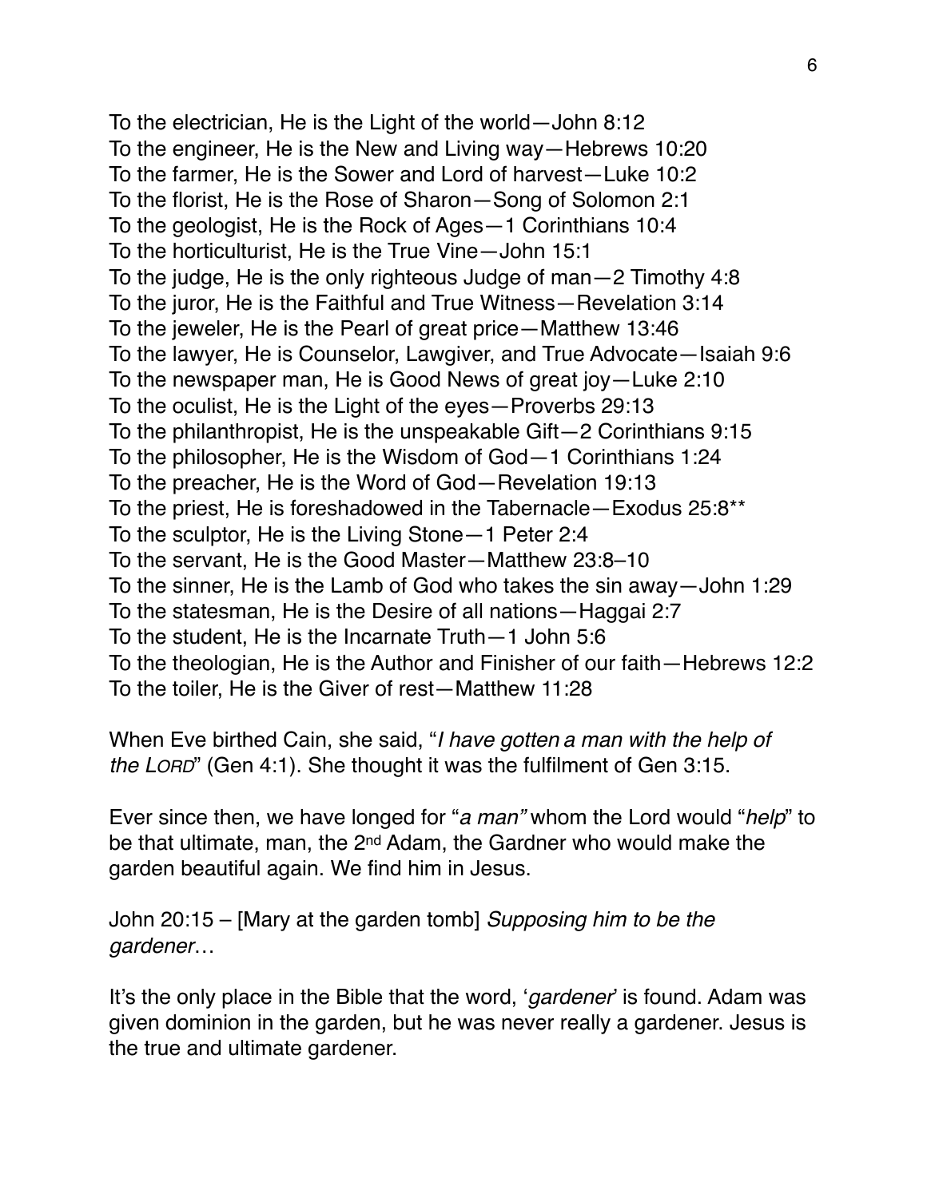To the electrician, He is the Light of the world—John 8:12
To the engineer, He is the New and Living way—Hebrews 10:20
To the farmer, He is the Sower and Lord of harvest—Luke 10:2
To the florist, He is the Rose of Sharon—Song of Solomon 2:1
To the geologist, He is the Rock of Ages—1 Corinthians 10:4
To the horticulturist, He is the True Vine—John 15:1
To the judge, He is the only righteous Judge of man—2 Timothy 4:8
To the juror, He is the Faithful and True Witness—Revelation 3:14
To the jeweler, He is the Pearl of great price—Matthew 13:46
To the lawyer, He is Counselor, Lawgiver, and True Advocate—Isaiah 9:6
To the newspaper man, He is Good News of great joy—Luke 2:10
To the oculist, He is the Light of the eyes—Proverbs 29:13
To the philanthropist, He is the unspeakable Gift—2 Corinthians 9:15
To the philosopher, He is the Wisdom of God—1 Corinthians 1:24
To the preacher, He is the Word of God—Revelation 19:13
To the priest, He is foreshadowed in the Tabernacle—Exodus 25:8**
To the sculptor, He is the Living Stone—1 Peter 2:4
To the servant, He is the Good Master—Matthew 23:8–10
To the sinner, He is the Lamb of God who takes the sin away—John 1:29
To the statesman, He is the Desire of all nations—Haggai 2:7
To the student, He is the Incarnate Truth—1 John 5:6
To the theologian, He is the Author and Finisher of our faith—Hebrews 12:2
To the toiler, He is the Giver of rest—Matthew 11:28

When Eve birthed Cain, she said, "*I have gotten a man with the help of the LORD*" (Gen 4:1). She thought it was the fulfilment of Gen 3:15.

Ever since then, we have longed for "*a man"* whom the Lord would "*help*" to be that ultimate, man, the 2nd Adam, the Gardner who would make the garden beautiful again. We find him in Jesus.

John 20:15 – [Mary at the garden tomb] *Supposing him to be the gardener*…

It's the only place in the Bible that the word, '*gardener*' is found. Adam was given dominion in the garden, but he was never really a gardener. Jesus is the true and ultimate gardener.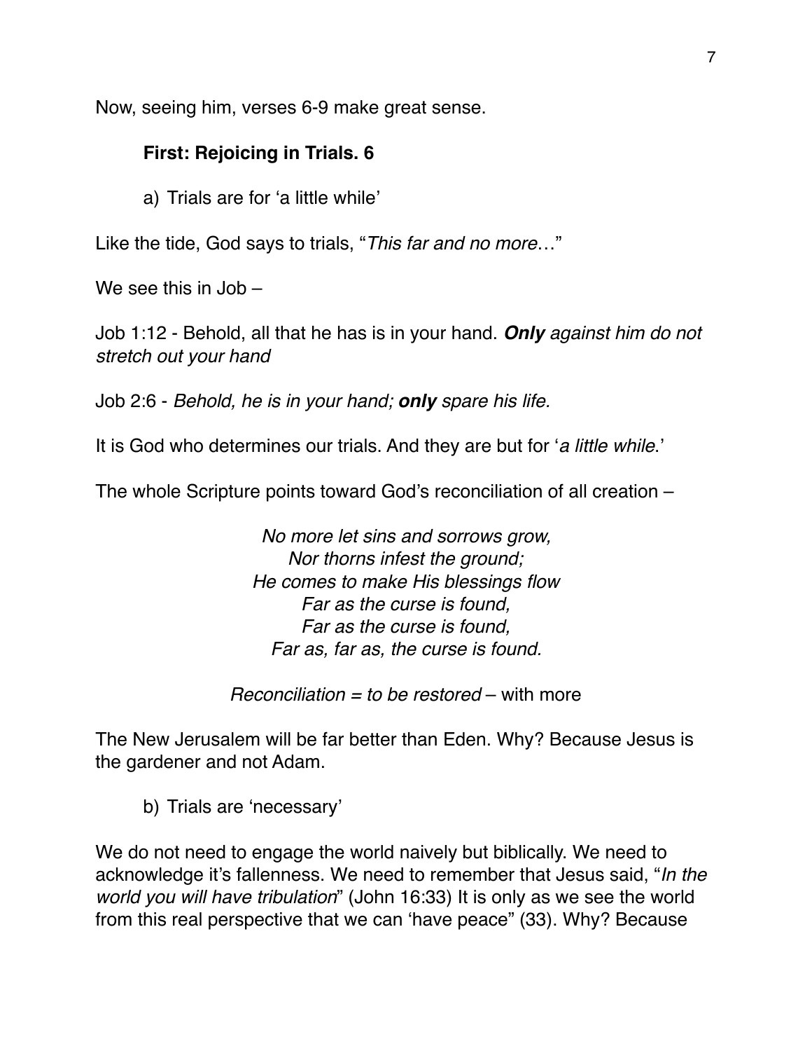Now, seeing him, verses 6-9 make great sense.

**First: Rejoicing in Trials. 6**

a) Trials are for 'a little while'

Like the tide, God says to trials, "*This far and no more*…"

We see this in Job –

Job 1:12 - Behold, all that he has is in your hand. ***Only*** *against him do not stretch out your hand*

Job 2:6 - *Behold, he is in your hand;* ***only*** *spare his life.*

It is God who determines our trials. And they are but for '*a little while*.'

The whole Scripture points toward God's reconciliation of all creation –

*No more let sins and sorrows grow,*
*Nor thorns infest the ground;*
*He comes to make His blessings flow*
*Far as the curse is found,*
*Far as the curse is found,*
*Far as, far as, the curse is found.*

*Reconciliation = to be restored* – with more

The New Jerusalem will be far better than Eden. Why? Because Jesus is the gardener and not Adam.

b) Trials are 'necessary'

We do not need to engage the world naively but biblically. We need to acknowledge it's fallenness. We need to remember that Jesus said, "*In the world you will have tribulation*" (John 16:33) It is only as we see the world from this real perspective that we can 'have peace" (33). Why? Because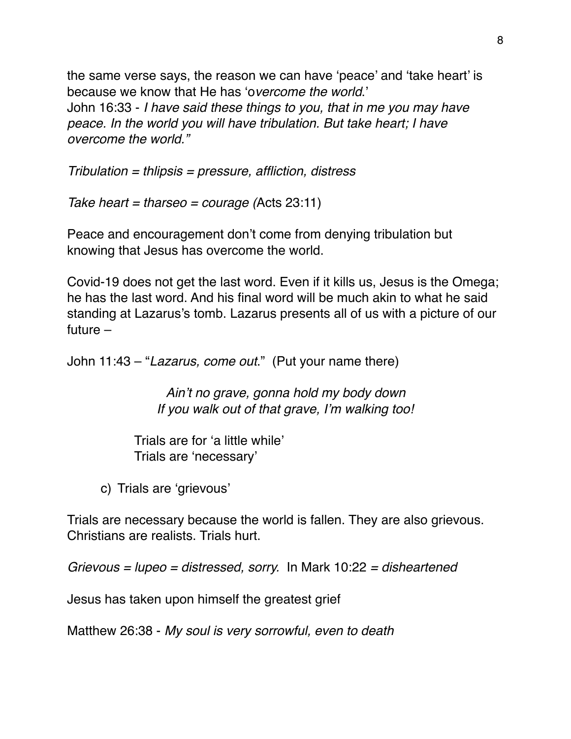the same verse says, the reason we can have 'peace' and 'take heart' is because we know that He has 'o*vercome the world*.'
John 16:33 - *I have said these things to you, that in me you may have peace. In the world you will have tribulation. But take heart; I have overcome the world."*

*Tribulation = thlipsis = pressure, affliction, distress*

*Take heart = tharseo = courage (*Acts 23:11)

Peace and encouragement don't come from denying tribulation but knowing that Jesus has overcome the world.

Covid-19 does not get the last word. Even if it kills us, Jesus is the Omega; he has the last word. And his final word will be much akin to what he said standing at Lazarus's tomb. Lazarus presents all of us with a picture of our future –

John 11:43 – "*Lazarus, come out*." (Put your name there)

*Ain't no grave, gonna hold my body down*
*If you walk out of that grave, I'm walking too!*

Trials are for 'a little while'
Trials are 'necessary'

c) Trials are 'grievous'

Trials are necessary because the world is fallen. They are also grievous. Christians are realists. Trials hurt.

*Grievous = lupeo = distressed, sorry.* In Mark 10:22 *= disheartened*

Jesus has taken upon himself the greatest grief

Matthew 26:38 - *My soul is very sorrowful, even to death*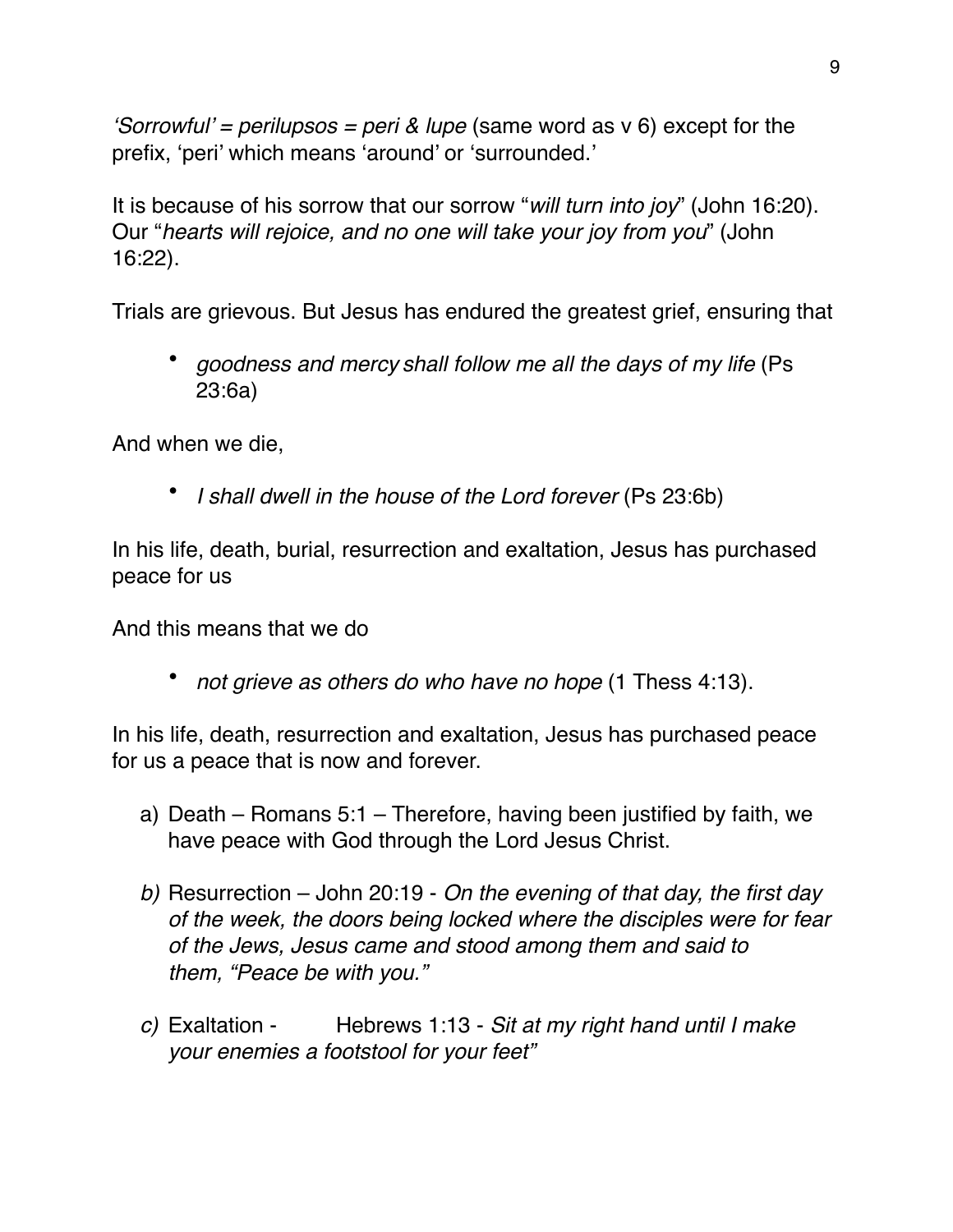*'Sorrowful' = perilupsos = peri & lupe* (same word as v 6) except for the prefix, 'peri' which means 'around' or 'surrounded.'

It is because of his sorrow that our sorrow "*will turn into joy*" (John 16:20). Our "*hearts will rejoice, and no one will take your joy from you*" (John 16:22).

Trials are grievous. But Jesus has endured the greatest grief, ensuring that

- *goodness and mercy shall follow me all the days of my life* (Ps 23:6a)

And when we die,

- *I shall dwell in the house of the Lord forever* (Ps 23:6b)

In his life, death, burial, resurrection and exaltation, Jesus has purchased peace for us

And this means that we do

- *not grieve as others do who have no hope* (1 Thess 4:13).

In his life, death, resurrection and exaltation, Jesus has purchased peace for us a peace that is now and forever.

a) Death – Romans 5:1 – Therefore, having been justified by faith, we have peace with God through the Lord Jesus Christ.

*b)* Resurrection – John 20:19 - *On the evening of that day, the first day of the week, the doors being locked where the disciples were for fear of the Jews, Jesus came and stood among them and said to them, "Peace be with you."*

*c)* Exaltation - Hebrews 1:13 - *Sit at my right hand until I make your enemies a footstool for your feet"*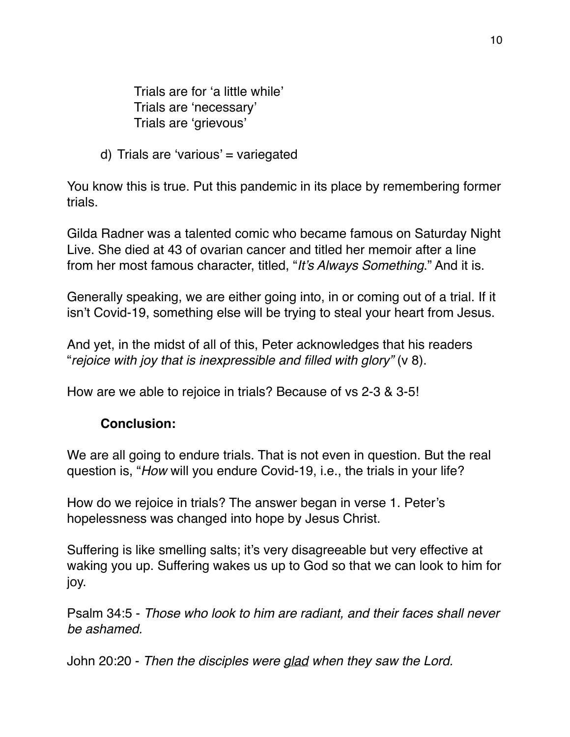Trials are for 'a little while'
Trials are 'necessary'
Trials are 'grievous'

d) Trials are 'various' = variegated

You know this is true. Put this pandemic in its place by remembering former trials.

Gilda Radner was a talented comic who became famous on Saturday Night Live. She died at 43 of ovarian cancer and titled her memoir after a line from her most famous character, titled, "*It's Always Something*." And it is.

Generally speaking, we are either going into, in or coming out of a trial. If it isn't Covid-19, something else will be trying to steal your heart from Jesus.

And yet, in the midst of all of this, Peter acknowledges that his readers "*rejoice with joy that is inexpressible and filled with glory"* (v 8).

How are we able to rejoice in trials? Because of vs 2-3 & 3-5!

**Conclusion:**

We are all going to endure trials. That is not even in question. But the real question is, "*How* will you endure Covid-19, i.e., the trials in your life?

How do we rejoice in trials? The answer began in verse 1. Peter's hopelessness was changed into hope by Jesus Christ.

Suffering is like smelling salts; it's very disagreeable but very effective at waking you up. Suffering wakes us up to God so that we can look to him for joy.

Psalm 34:5 - *Those who look to him are radiant, and their faces shall never be ashamed.*

John 20:20 - *Then the disciples were <u>glad</u> when they saw the Lord.*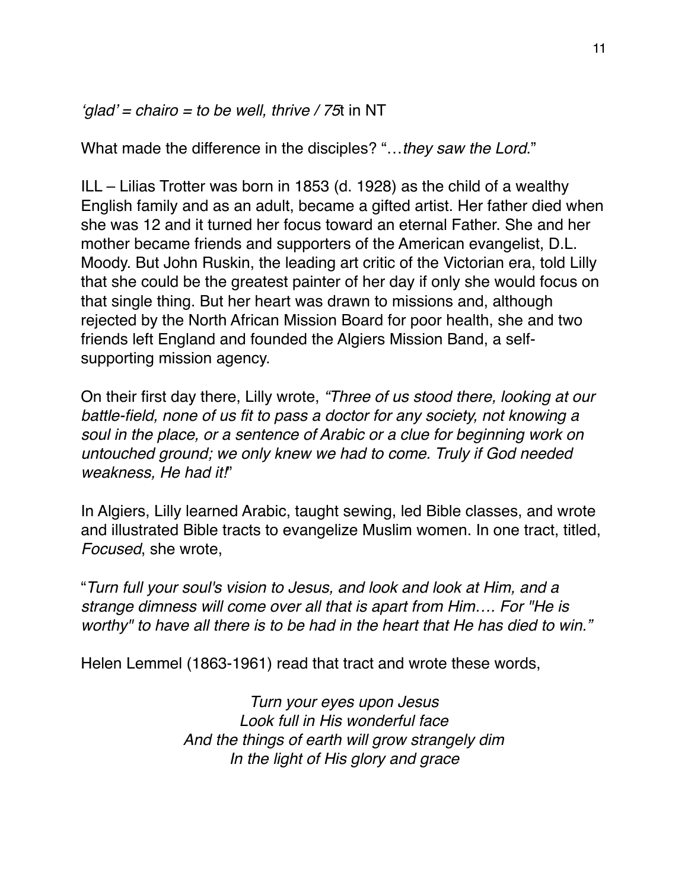*'glad' = chairo = to be well, thrive / 75*t in NT

What made the difference in the disciples? "…*they saw the Lord*."

ILL – Lilias Trotter was born in 1853 (d. 1928) as the child of a wealthy English family and as an adult, became a gifted artist. Her father died when she was 12 and it turned her focus toward an eternal Father. She and her mother became friends and supporters of the American evangelist, D.L. Moody. But John Ruskin, the leading art critic of the Victorian era, told Lilly that she could be the greatest painter of her day if only she would focus on that single thing. But her heart was drawn to missions and, although rejected by the North African Mission Board for poor health, she and two friends left England and founded the Algiers Mission Band, a self-supporting mission agency.

On their first day there, Lilly wrote, *"Three of us stood there, looking at our battle-field, none of us fit to pass a doctor for any society, not knowing a soul in the place, or a sentence of Arabic or a clue for beginning work on untouched ground; we only knew we had to come. Truly if God needed weakness, He had it!*"

In Algiers, Lilly learned Arabic, taught sewing, led Bible classes, and wrote and illustrated Bible tracts to evangelize Muslim women. In one tract, titled, *Focused*, she wrote,

"*Turn full your soul's vision to Jesus, and look and look at Him, and a strange dimness will come over all that is apart from Him…. For "He is worthy" to have all there is to be had in the heart that He has died to win."*

Helen Lemmel (1863-1961) read that tract and wrote these words,

*Turn your eyes upon Jesus*
*Look full in His wonderful face*
*And the things of earth will grow strangely dim*
*In the light of His glory and grace*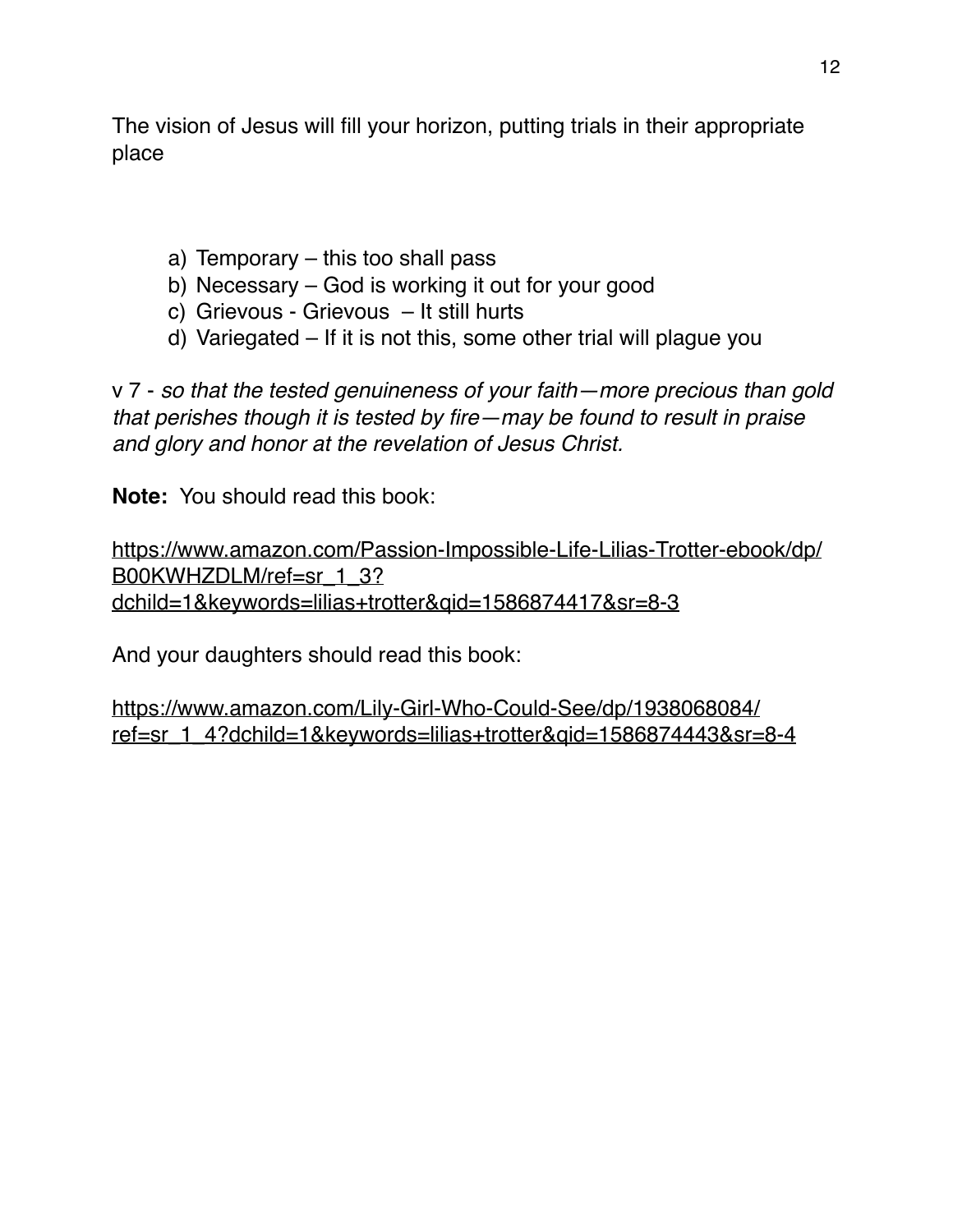The vision of Jesus will fill your horizon, putting trials in their appropriate place

a) Temporary – this too shall pass
b) Necessary – God is working it out for your good
c) Grievous - Grievous – It still hurts
d) Variegated – If it is not this, some other trial will plague you

v 7 - *so that the tested genuineness of your faith—more precious than gold that perishes though it is tested by fire—may be found to result in praise and glory and honor at the revelation of Jesus Christ.*

**Note:** You should read this book:

https://www.amazon.com/Passion-Impossible-Life-Lilias-Trotter-ebook/dp/B00KWHZDLM/ref=sr_1_3?dchild=1&keywords=lilias+trotter&qid=1586874417&sr=8-3

And your daughters should read this book:

https://www.amazon.com/Lily-Girl-Who-Could-See/dp/1938068084/ref=sr_1_4?dchild=1&keywords=lilias+trotter&qid=1586874443&sr=8-4